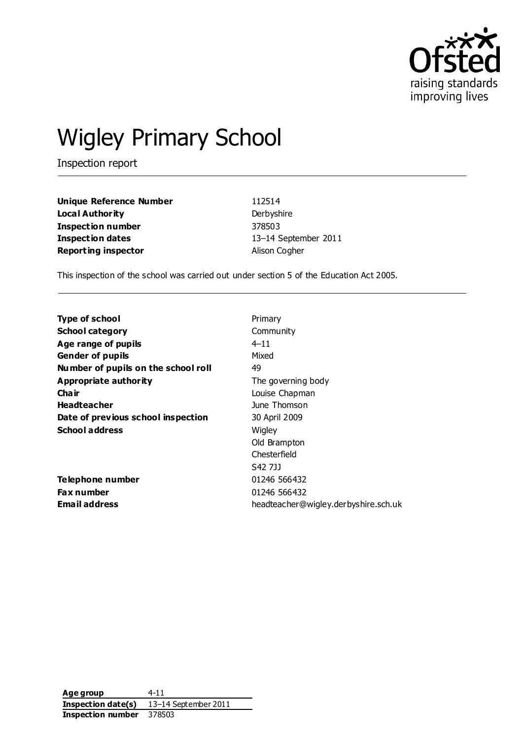# Wigley Primary School

Inspection report

| | |
|---|---|
| **Unique Reference Number** | 112514 |
| **Local Authority** | Derbyshire |
| **Inspection number** | 378503 |
| **Inspection dates** | 13–14 September 2011 |
| **Reporting inspector** | Alison Cogher |

This inspection of the school was carried out under section 5 of the Education Act 2005.

| | |
|---|---|
| **Type of school** | Primary |
| **School category** | Community |
| **Age range of pupils** | 4–11 |
| **Gender of pupils** | Mixed |
| **Number of pupils on the school roll** | 49 |
| **Appropriate authority** | The governing body |
| **Chair** | Louise Chapman |
| **Headteacher** | June Thomson |
| **Date of previous school inspection** | 30 April 2009 |
| **School address** | Wigley<br>Old Brampton<br>Chesterfield<br>S42 7JJ |
| **Telephone number** | 01246 566432 |
| **Fax number** | 01246 566432 |
| **Email address** | headteacher@wigley.derbyshire.sch.uk |

| | |
|---|---|
| **Age group** | 4-11 |
| **Inspection date(s)** | 13–14 September 2011 |
| **Inspection number** | 378503 |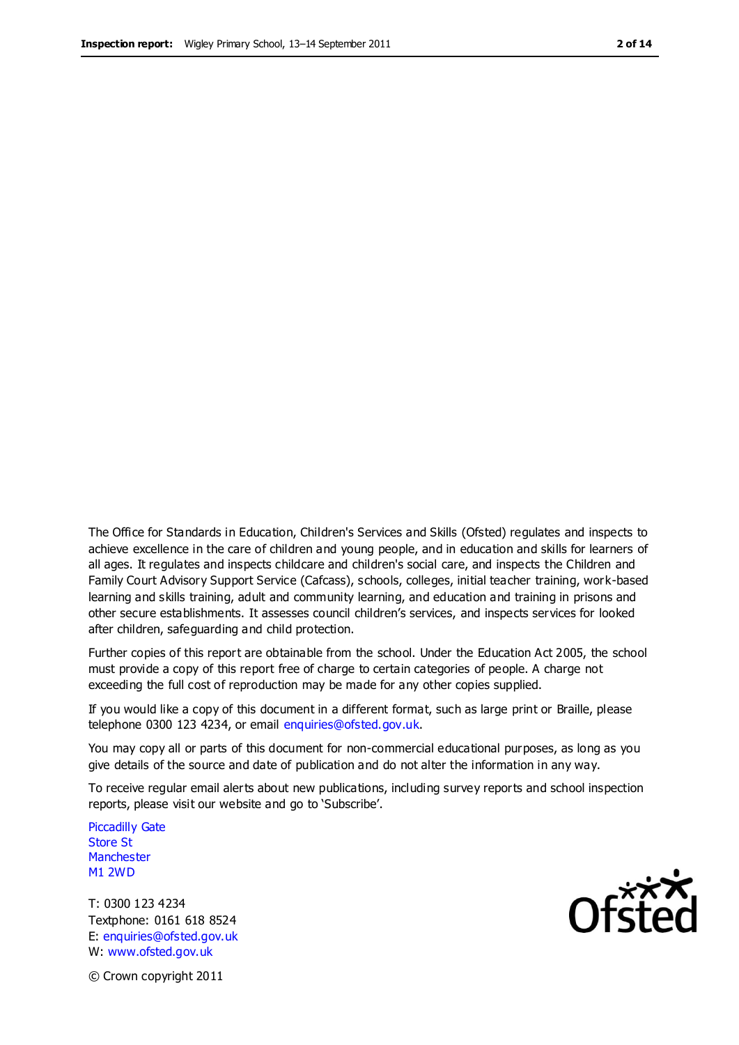The Office for Standards in Education, Children's Services and Skills (Ofsted) regulates and inspects to achieve excellence in the care of children and young people, and in education and skills for learners of all ages. It regulates and inspects childcare and children's social care, and inspects the Children and Family Court Advisory Support Service (Cafcass), schools, colleges, initial teacher training, work-based learning and skills training, adult and community learning, and education and training in prisons and other secure establishments. It assesses council children's services, and inspects services for looked after children, safeguarding and child protection.

Further copies of this report are obtainable from the school. Under the Education Act 2005, the school must provide a copy of this report free of charge to certain categories of people. A charge not exceeding the full cost of reproduction may be made for any other copies supplied.

If you would like a copy of this document in a different format, such as large print or Braille, please telephone 0300 123 4234, or email enquiries@ofsted.gov.uk.

You may copy all or parts of this document for non-commercial educational purposes, as long as you give details of the source and date of publication and do not alter the information in any way.

To receive regular email alerts about new publications, including survey reports and school inspection reports, please visit our website and go to 'Subscribe'.

Piccadilly Gate
Store St
Manchester
M1 2WD

T: 0300 123 4234
Textphone: 0161 618 8524
E: enquiries@ofsted.gov.uk
W: www.ofsted.gov.uk

© Crown copyright 2011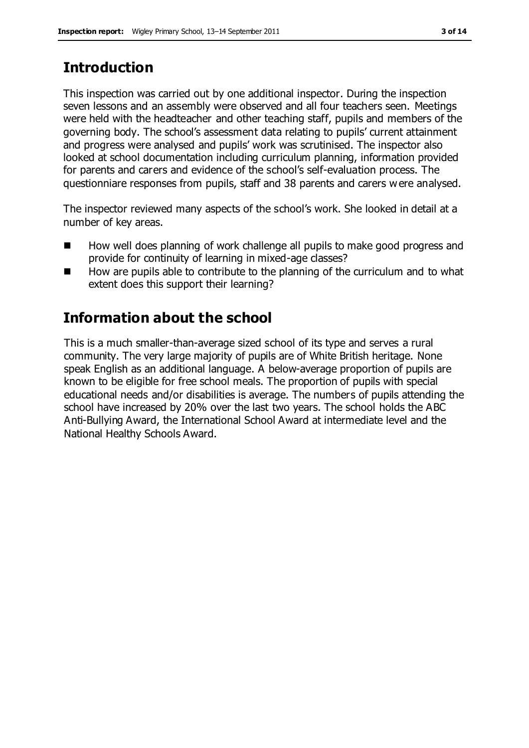## Introduction

This inspection was carried out by one additional inspector. During the inspection seven lessons and an assembly were observed and all four teachers seen. Meetings were held with the headteacher and other teaching staff, pupils and members of the governing body. The school's assessment data relating to pupils' current attainment and progress were analysed and pupils' work was scrutinised. The inspector also looked at school documentation including curriculum planning, information provided for parents and carers and evidence of the school's self-evaluation process. The questionniare responses from pupils, staff and 38 parents and carers were analysed.

The inspector reviewed many aspects of the school's work. She looked in detail at a number of key areas.

- How well does planning of work challenge all pupils to make good progress and provide for continuity of learning in mixed-age classes?
- How are pupils able to contribute to the planning of the curriculum and to what extent does this support their learning?

## Information about the school

This is a much smaller-than-average sized school of its type and serves a rural community. The very large majority of pupils are of White British heritage. None speak English as an additional language. A below-average proportion of pupils are known to be eligible for free school meals. The proportion of pupils with special educational needs and/or disabilities is average. The numbers of pupils attending the school have increased by 20% over the last two years. The school holds the ABC Anti-Bullying Award, the International School Award at intermediate level and the National Healthy Schools Award.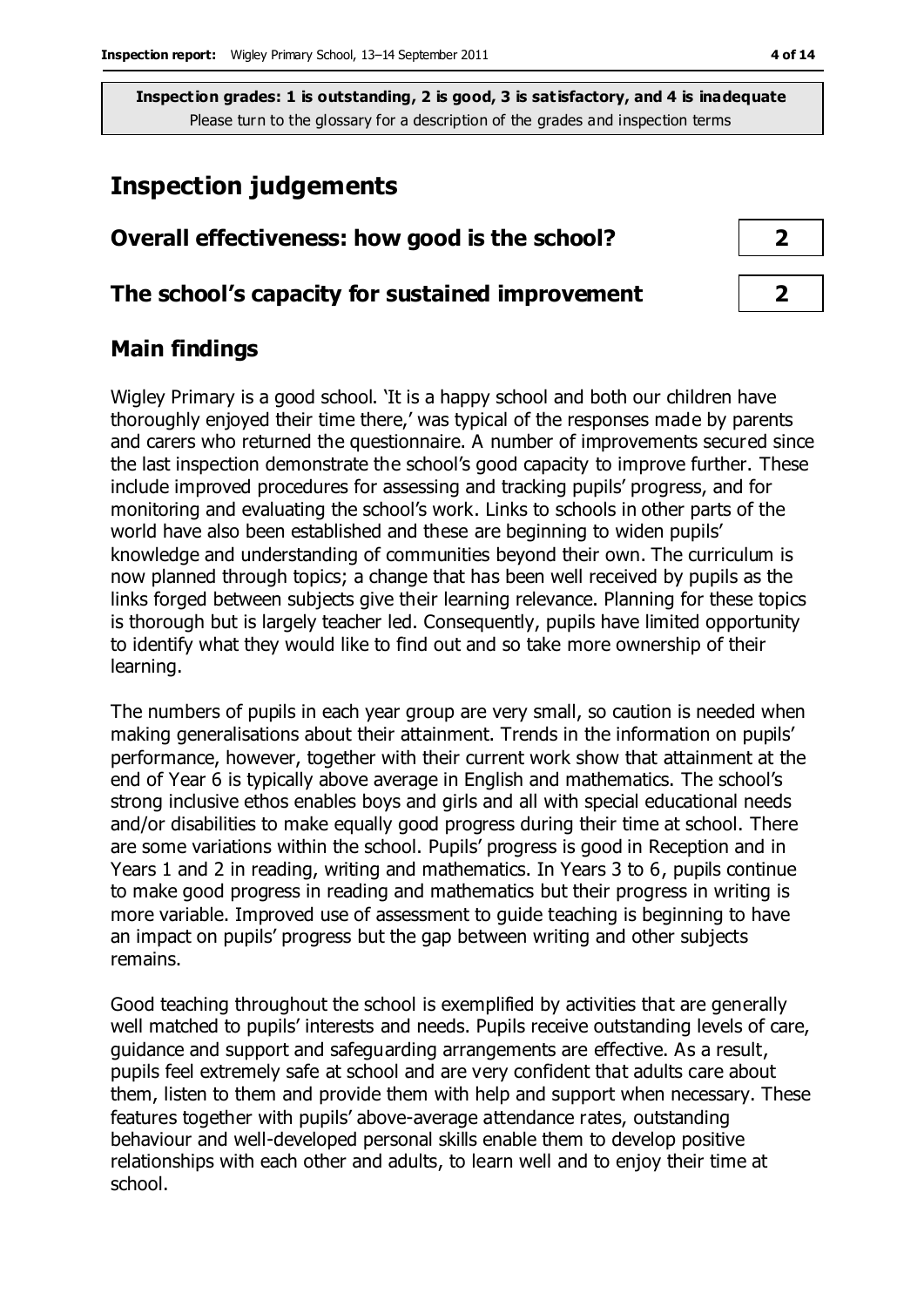**Inspection grades: 1 is outstanding, 2 is good, 3 is satisfactory, and 4 is inadequate**
Please turn to the glossary for a description of the grades and inspection terms

# Inspection judgements

| | |
|---|---|
| **Overall effectiveness: how good is the school?** | **2** |
| **The school's capacity for sustained improvement** | **2** |

## Main findings

Wigley Primary is a good school. 'It is a happy school and both our children have thoroughly enjoyed their time there,' was typical of the responses made by parents and carers who returned the questionnaire. A number of improvements secured since the last inspection demonstrate the school's good capacity to improve further. These include improved procedures for assessing and tracking pupils' progress, and for monitoring and evaluating the school's work. Links to schools in other parts of the world have also been established and these are beginning to widen pupils' knowledge and understanding of communities beyond their own. The curriculum is now planned through topics; a change that has been well received by pupils as the links forged between subjects give their learning relevance. Planning for these topics is thorough but is largely teacher led. Consequently, pupils have limited opportunity to identify what they would like to find out and so take more ownership of their learning.

The numbers of pupils in each year group are very small, so caution is needed when making generalisations about their attainment. Trends in the information on pupils' performance, however, together with their current work show that attainment at the end of Year 6 is typically above average in English and mathematics. The school's strong inclusive ethos enables boys and girls and all with special educational needs and/or disabilities to make equally good progress during their time at school. There are some variations within the school. Pupils' progress is good in Reception and in Years 1 and 2 in reading, writing and mathematics. In Years 3 to 6, pupils continue to make good progress in reading and mathematics but their progress in writing is more variable. Improved use of assessment to guide teaching is beginning to have an impact on pupils' progress but the gap between writing and other subjects remains.

Good teaching throughout the school is exemplified by activities that are generally well matched to pupils' interests and needs. Pupils receive outstanding levels of care, guidance and support and safeguarding arrangements are effective. As a result, pupils feel extremely safe at school and are very confident that adults care about them, listen to them and provide them with help and support when necessary. These features together with pupils' above-average attendance rates, outstanding behaviour and well-developed personal skills enable them to develop positive relationships with each other and adults, to learn well and to enjoy their time at school.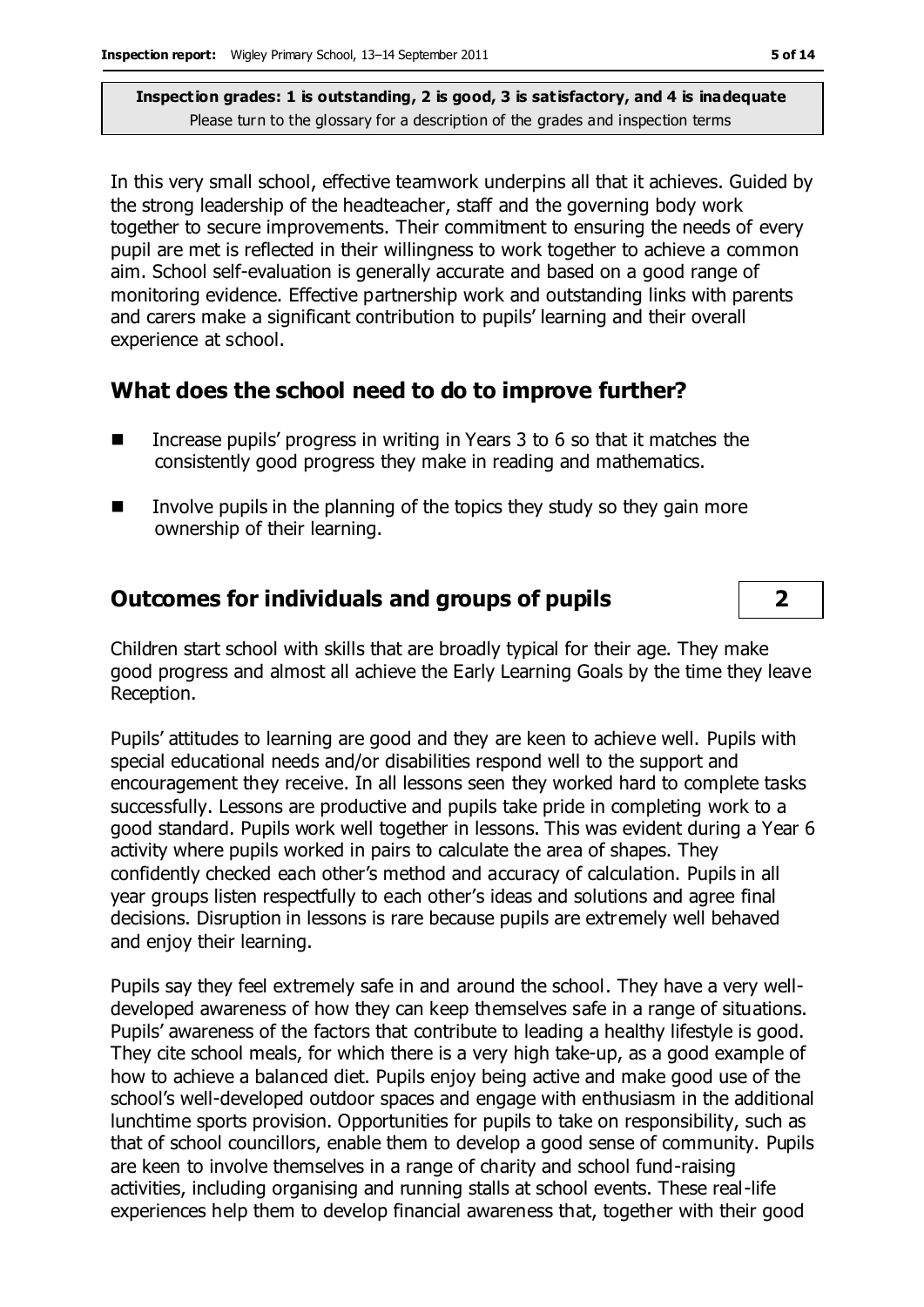**Inspection grades: 1 is outstanding, 2 is good, 3 is satisfactory, and 4 is inadequate**
Please turn to the glossary for a description of the grades and inspection terms

In this very small school, effective teamwork underpins all that it achieves. Guided by the strong leadership of the headteacher, staff and the governing body work together to secure improvements. Their commitment to ensuring the needs of every pupil are met is reflected in their willingness to work together to achieve a common aim. School self-evaluation is generally accurate and based on a good range of monitoring evidence. Effective partnership work and outstanding links with parents and carers make a significant contribution to pupils' learning and their overall experience at school.

## What does the school need to do to improve further?

- Increase pupils' progress in writing in Years 3 to 6 so that it matches the consistently good progress they make in reading and mathematics.
- Involve pupils in the planning of the topics they study so they gain more ownership of their learning.

## Outcomes for individuals and groups of pupils — 2

Children start school with skills that are broadly typical for their age. They make good progress and almost all achieve the Early Learning Goals by the time they leave Reception.

Pupils' attitudes to learning are good and they are keen to achieve well. Pupils with special educational needs and/or disabilities respond well to the support and encouragement they receive. In all lessons seen they worked hard to complete tasks successfully. Lessons are productive and pupils take pride in completing work to a good standard. Pupils work well together in lessons. This was evident during a Year 6 activity where pupils worked in pairs to calculate the area of shapes. They confidently checked each other's method and accuracy of calculation. Pupils in all year groups listen respectfully to each other's ideas and solutions and agree final decisions. Disruption in lessons is rare because pupils are extremely well behaved and enjoy their learning.

Pupils say they feel extremely safe in and around the school. They have a very well-developed awareness of how they can keep themselves safe in a range of situations. Pupils' awareness of the factors that contribute to leading a healthy lifestyle is good. They cite school meals, for which there is a very high take-up, as a good example of how to achieve a balanced diet. Pupils enjoy being active and make good use of the school's well-developed outdoor spaces and engage with enthusiasm in the additional lunchtime sports provision. Opportunities for pupils to take on responsibility, such as that of school councillors, enable them to develop a good sense of community. Pupils are keen to involve themselves in a range of charity and school fund-raising activities, including organising and running stalls at school events. These real-life experiences help them to develop financial awareness that, together with their good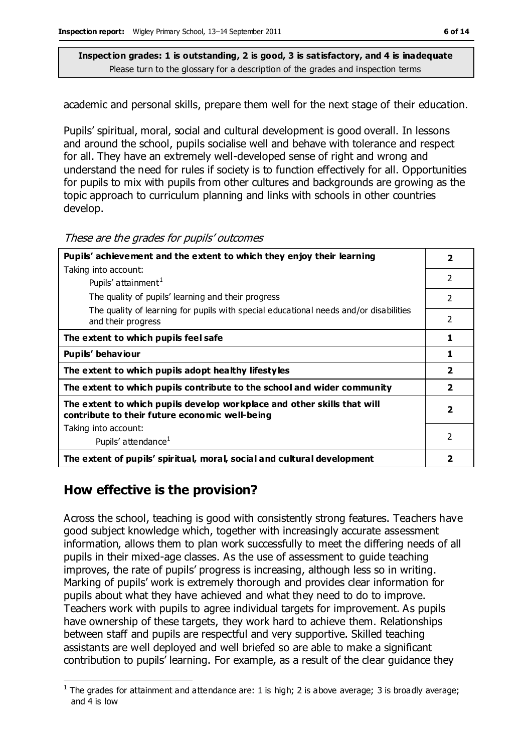**Inspection grades: 1 is outstanding, 2 is good, 3 is satisfactory, and 4 is inadequate**
Please turn to the glossary for a description of the grades and inspection terms

academic and personal skills, prepare them well for the next stage of their education.

Pupils' spiritual, moral, social and cultural development is good overall. In lessons and around the school, pupils socialise well and behave with tolerance and respect for all. They have an extremely well-developed sense of right and wrong and understand the need for rules if society is to function effectively for all. Opportunities for pupils to mix with pupils from other cultures and backgrounds are growing as the topic approach to curriculum planning and links with schools in other countries develop.

*These are the grades for pupils' outcomes*

| | |
|---|---|
| **Pupils' achievement and the extent to which they enjoy their learning** | **2** |
| Taking into account: Pupils' attainment[1] | 2 |
| The quality of pupils' learning and their progress | 2 |
| The quality of learning for pupils with special educational needs and/or disabilities and their progress | 2 |
| **The extent to which pupils feel safe** | **1** |
| **Pupils' behaviour** | **1** |
| **The extent to which pupils adopt healthy lifestyles** | **2** |
| **The extent to which pupils contribute to the school and wider community** | **2** |
| **The extent to which pupils develop workplace and other skills that will contribute to their future economic well-being** | **2** |
| Taking into account: Pupils' attendance[1] | 2 |
| **The extent of pupils' spiritual, moral, social and cultural development** | **2** |

## How effective is the provision?

Across the school, teaching is good with consistently strong features. Teachers have good subject knowledge which, together with increasingly accurate assessment information, allows them to plan work successfully to meet the differing needs of all pupils in their mixed-age classes. As the use of assessment to guide teaching improves, the rate of pupils' progress is increasing, although less so in writing. Marking of pupils' work is extremely thorough and provides clear information for pupils about what they have achieved and what they need to do to improve. Teachers work with pupils to agree individual targets for improvement. As pupils have ownership of these targets, they work hard to achieve them. Relationships between staff and pupils are respectful and very supportive. Skilled teaching assistants are well deployed and well briefed so are able to make a significant contribution to pupils' learning. For example, as a result of the clear guidance they

[1] The grades for attainment and attendance are: 1 is high; 2 is above average; 3 is broadly average; and 4 is low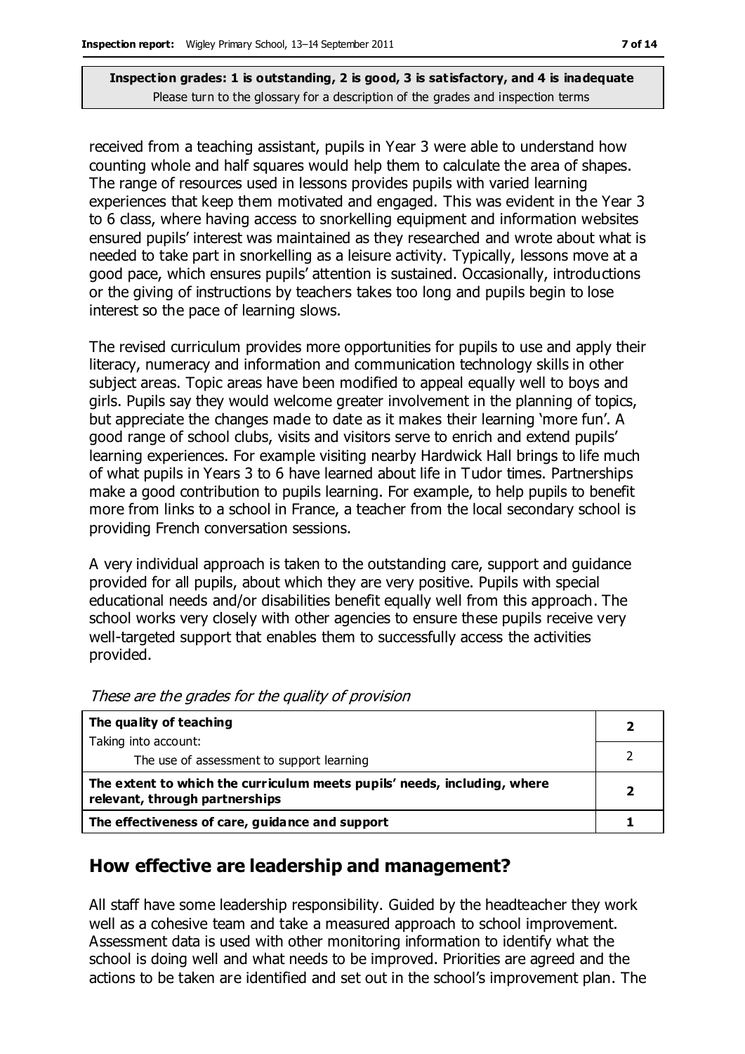**Inspection grades: 1 is outstanding, 2 is good, 3 is satisfactory, and 4 is inadequate**
Please turn to the glossary for a description of the grades and inspection terms

received from a teaching assistant, pupils in Year 3 were able to understand how counting whole and half squares would help them to calculate the area of shapes. The range of resources used in lessons provides pupils with varied learning experiences that keep them motivated and engaged. This was evident in the Year 3 to 6 class, where having access to snorkelling equipment and information websites ensured pupils' interest was maintained as they researched and wrote about what is needed to take part in snorkelling as a leisure activity. Typically, lessons move at a good pace, which ensures pupils' attention is sustained. Occasionally, introductions or the giving of instructions by teachers takes too long and pupils begin to lose interest so the pace of learning slows.

The revised curriculum provides more opportunities for pupils to use and apply their literacy, numeracy and information and communication technology skills in other subject areas. Topic areas have been modified to appeal equally well to boys and girls. Pupils say they would welcome greater involvement in the planning of topics, but appreciate the changes made to date as it makes their learning 'more fun'. A good range of school clubs, visits and visitors serve to enrich and extend pupils' learning experiences. For example visiting nearby Hardwick Hall brings to life much of what pupils in Years 3 to 6 have learned about life in Tudor times. Partnerships make a good contribution to pupils learning. For example, to help pupils to benefit more from links to a school in France, a teacher from the local secondary school is providing French conversation sessions.

A very individual approach is taken to the outstanding care, support and guidance provided for all pupils, about which they are very positive. Pupils with special educational needs and/or disabilities benefit equally well from this approach. The school works very closely with other agencies to ensure these pupils receive very well-targeted support that enables them to successfully access the activities provided.

*These are the grades for the quality of provision*

| | |
|---|---|
| **The quality of teaching**<br>Taking into account: | **2** |
| The use of assessment to support learning | 2 |
| **The extent to which the curriculum meets pupils' needs, including, where relevant, through partnerships** | **2** |
| **The effectiveness of care, guidance and support** | **1** |

## How effective are leadership and management?

All staff have some leadership responsibility. Guided by the headteacher they work well as a cohesive team and take a measured approach to school improvement. Assessment data is used with other monitoring information to identify what the school is doing well and what needs to be improved. Priorities are agreed and the actions to be taken are identified and set out in the school's improvement plan. The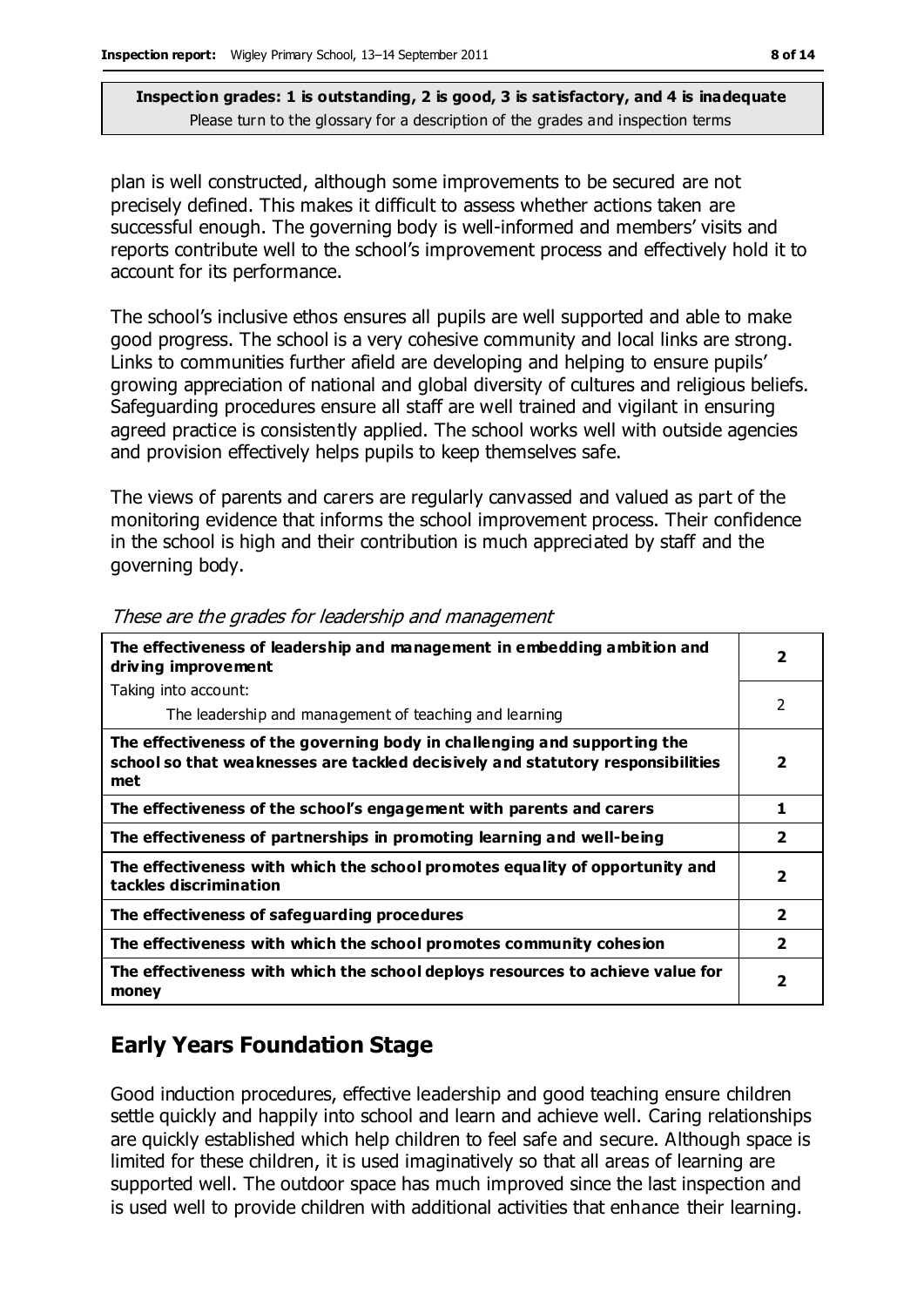**Inspection grades: 1 is outstanding, 2 is good, 3 is satisfactory, and 4 is inadequate**
Please turn to the glossary for a description of the grades and inspection terms

plan is well constructed, although some improvements to be secured are not precisely defined. This makes it difficult to assess whether actions taken are successful enough. The governing body is well-informed and members' visits and reports contribute well to the school's improvement process and effectively hold it to account for its performance.

The school's inclusive ethos ensures all pupils are well supported and able to make good progress. The school is a very cohesive community and local links are strong. Links to communities further afield are developing and helping to ensure pupils' growing appreciation of national and global diversity of cultures and religious beliefs. Safeguarding procedures ensure all staff are well trained and vigilant in ensuring agreed practice is consistently applied. The school works well with outside agencies and provision effectively helps pupils to keep themselves safe.

The views of parents and carers are regularly canvassed and valued as part of the monitoring evidence that informs the school improvement process. Their confidence in the school is high and their contribution is much appreciated by staff and the governing body.

*These are the grades for leadership and management*

| | |
|---|---|
| **The effectiveness of leadership and management in embedding ambition and driving improvement** | **2** |
| Taking into account:<br>The leadership and management of teaching and learning | 2 |
| **The effectiveness of the governing body in challenging and supporting the school so that weaknesses are tackled decisively and statutory responsibilities met** | **2** |
| **The effectiveness of the school's engagement with parents and carers** | **1** |
| **The effectiveness of partnerships in promoting learning and well-being** | **2** |
| **The effectiveness with which the school promotes equality of opportunity and tackles discrimination** | **2** |
| **The effectiveness of safeguarding procedures** | **2** |
| **The effectiveness with which the school promotes community cohesion** | **2** |
| **The effectiveness with which the school deploys resources to achieve value for money** | **2** |

## Early Years Foundation Stage

Good induction procedures, effective leadership and good teaching ensure children settle quickly and happily into school and learn and achieve well. Caring relationships are quickly established which help children to feel safe and secure. Although space is limited for these children, it is used imaginatively so that all areas of learning are supported well. The outdoor space has much improved since the last inspection and is used well to provide children with additional activities that enhance their learning.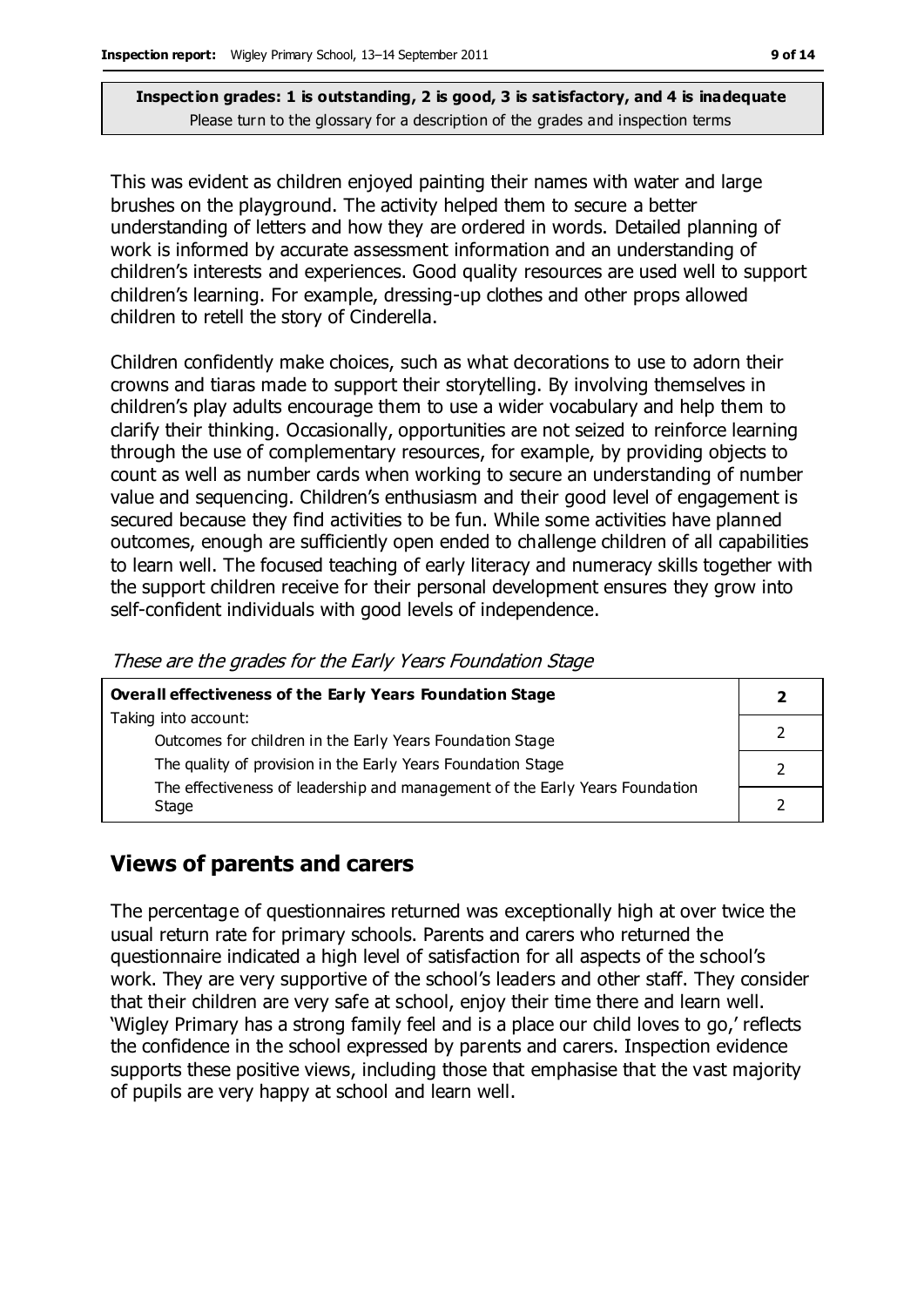**Inspection grades: 1 is outstanding, 2 is good, 3 is satisfactory, and 4 is inadequate**
Please turn to the glossary for a description of the grades and inspection terms

This was evident as children enjoyed painting their names with water and large brushes on the playground. The activity helped them to secure a better understanding of letters and how they are ordered in words. Detailed planning of work is informed by accurate assessment information and an understanding of children's interests and experiences. Good quality resources are used well to support children's learning. For example, dressing-up clothes and other props allowed children to retell the story of Cinderella.

Children confidently make choices, such as what decorations to use to adorn their crowns and tiaras made to support their storytelling. By involving themselves in children's play adults encourage them to use a wider vocabulary and help them to clarify their thinking. Occasionally, opportunities are not seized to reinforce learning through the use of complementary resources, for example, by providing objects to count as well as number cards when working to secure an understanding of number value and sequencing. Children's enthusiasm and their good level of engagement is secured because they find activities to be fun. While some activities have planned outcomes, enough are sufficiently open ended to challenge children of all capabilities to learn well. The focused teaching of early literacy and numeracy skills together with the support children receive for their personal development ensures they grow into self-confident individuals with good levels of independence.

*These are the grades for the Early Years Foundation Stage*

| **Overall effectiveness of the Early Years Foundation Stage** | **2** |
|---|---|
| Taking into account: | |
| Outcomes for children in the Early Years Foundation Stage | 2 |
| The quality of provision in the Early Years Foundation Stage | 2 |
| The effectiveness of leadership and management of the Early Years Foundation Stage | 2 |

## Views of parents and carers

The percentage of questionnaires returned was exceptionally high at over twice the usual return rate for primary schools. Parents and carers who returned the questionnaire indicated a high level of satisfaction for all aspects of the school's work. They are very supportive of the school's leaders and other staff. They consider that their children are very safe at school, enjoy their time there and learn well. 'Wigley Primary has a strong family feel and is a place our child loves to go,' reflects the confidence in the school expressed by parents and carers. Inspection evidence supports these positive views, including those that emphasise that the vast majority of pupils are very happy at school and learn well.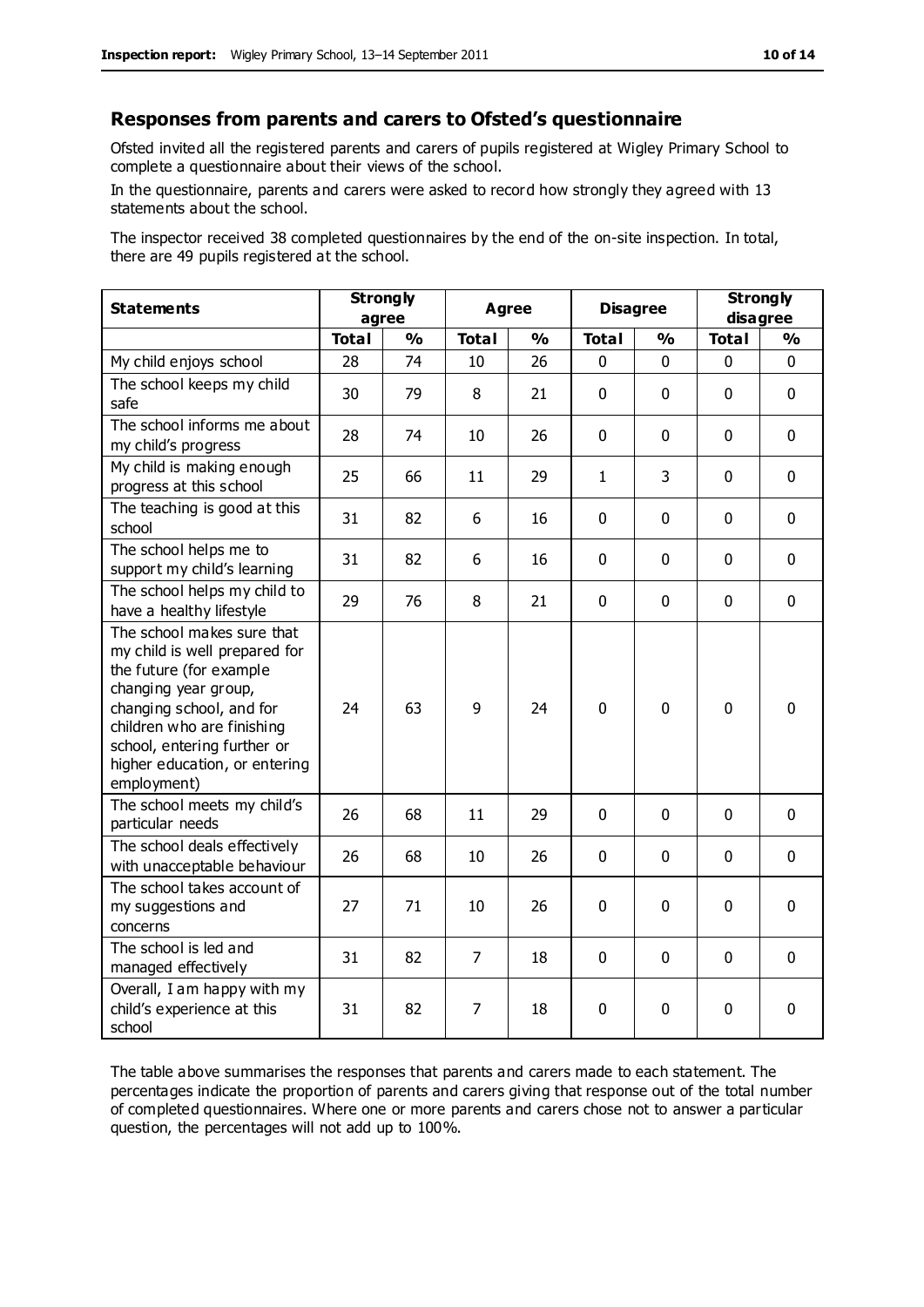## Responses from parents and carers to Ofsted's questionnaire

Ofsted invited all the registered parents and carers of pupils registered at Wigley Primary School to complete a questionnaire about their views of the school.

In the questionnaire, parents and carers were asked to record how strongly they agreed with 13 statements about the school.

The inspector received 38 completed questionnaires by the end of the on-site inspection. In total, there are 49 pupils registered at the school.

| Statements | Strongly agree | | Agree | | Disagree | | Strongly disagree | |
|---|---|---|---|---|---|---|---|---|
| | Total | % | Total | % | Total | % | Total | % |
| My child enjoys school | 28 | 74 | 10 | 26 | 0 | 0 | 0 | 0 |
| The school keeps my child safe | 30 | 79 | 8 | 21 | 0 | 0 | 0 | 0 |
| The school informs me about my child's progress | 28 | 74 | 10 | 26 | 0 | 0 | 0 | 0 |
| My child is making enough progress at this school | 25 | 66 | 11 | 29 | 1 | 3 | 0 | 0 |
| The teaching is good at this school | 31 | 82 | 6 | 16 | 0 | 0 | 0 | 0 |
| The school helps me to support my child's learning | 31 | 82 | 6 | 16 | 0 | 0 | 0 | 0 |
| The school helps my child to have a healthy lifestyle | 29 | 76 | 8 | 21 | 0 | 0 | 0 | 0 |
| The school makes sure that my child is well prepared for the future (for example changing year group, changing school, and for children who are finishing school, entering further or higher education, or entering employment) | 24 | 63 | 9 | 24 | 0 | 0 | 0 | 0 |
| The school meets my child's particular needs | 26 | 68 | 11 | 29 | 0 | 0 | 0 | 0 |
| The school deals effectively with unacceptable behaviour | 26 | 68 | 10 | 26 | 0 | 0 | 0 | 0 |
| The school takes account of my suggestions and concerns | 27 | 71 | 10 | 26 | 0 | 0 | 0 | 0 |
| The school is led and managed effectively | 31 | 82 | 7 | 18 | 0 | 0 | 0 | 0 |
| Overall, I am happy with my child's experience at this school | 31 | 82 | 7 | 18 | 0 | 0 | 0 | 0 |

The table above summarises the responses that parents and carers made to each statement. The percentages indicate the proportion of parents and carers giving that response out of the total number of completed questionnaires. Where one or more parents and carers chose not to answer a particular question, the percentages will not add up to 100%.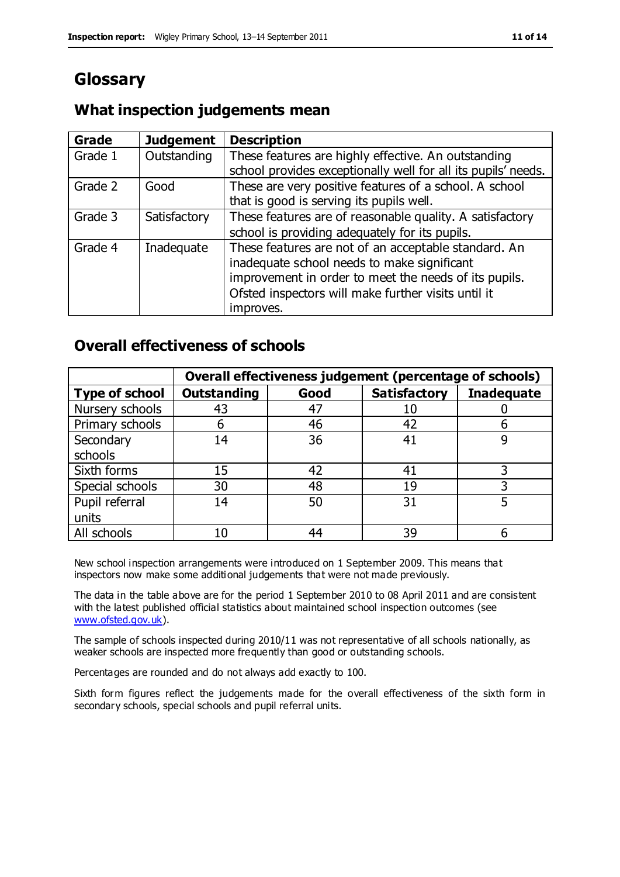# Glossary

## What inspection judgements mean

| Grade | Judgement | Description |
|---|---|---|
| Grade 1 | Outstanding | These features are highly effective. An outstanding school provides exceptionally well for all its pupils' needs. |
| Grade 2 | Good | These are very positive features of a school. A school that is good is serving its pupils well. |
| Grade 3 | Satisfactory | These features are of reasonable quality. A satisfactory school is providing adequately for its pupils. |
| Grade 4 | Inadequate | These features are not of an acceptable standard. An inadequate school needs to make significant improvement in order to meet the needs of its pupils. Ofsted inspectors will make further visits until it improves. |

## Overall effectiveness of schools

| | Overall effectiveness judgement (percentage of schools) | | | |
|---|---|---|---|---|
| **Type of school** | **Outstanding** | **Good** | **Satisfactory** | **Inadequate** |
| Nursery schools | 43 | 47 | 10 | 0 |
| Primary schools | 6 | 46 | 42 | 6 |
| Secondary schools | 14 | 36 | 41 | 9 |
| Sixth forms | 15 | 42 | 41 | 3 |
| Special schools | 30 | 48 | 19 | 3 |
| Pupil referral units | 14 | 50 | 31 | 5 |
| All schools | 10 | 44 | 39 | 6 |

New school inspection arrangements were introduced on 1 September 2009. This means that inspectors now make some additional judgements that were not made previously.

The data in the table above are for the period 1 September 2010 to 08 April 2011 and are consistent with the latest published official statistics about maintained school inspection outcomes (see www.ofsted.gov.uk).

The sample of schools inspected during 2010/11 was not representative of all schools nationally, as weaker schools are inspected more frequently than good or outstanding schools.

Percentages are rounded and do not always add exactly to 100.

Sixth form figures reflect the judgements made for the overall effectiveness of the sixth form in secondary schools, special schools and pupil referral units.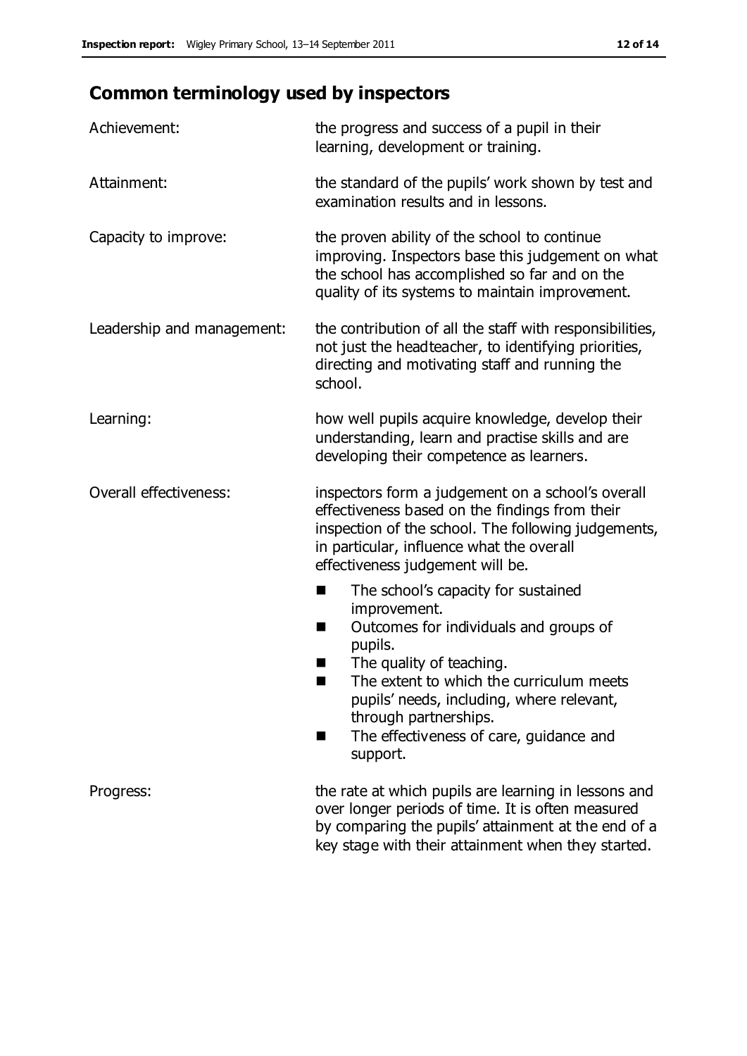## Common terminology used by inspectors

**Achievement:** the progress and success of a pupil in their learning, development or training.

**Attainment:** the standard of the pupils' work shown by test and examination results and in lessons.

**Capacity to improve:** the proven ability of the school to continue improving. Inspectors base this judgement on what the school has accomplished so far and on the quality of its systems to maintain improvement.

**Leadership and management:** the contribution of all the staff with responsibilities, not just the headteacher, to identifying priorities, directing and motivating staff and running the school.

**Learning:** how well pupils acquire knowledge, develop their understanding, learn and practise skills and are developing their competence as learners.

**Overall effectiveness:** inspectors form a judgement on a school's overall effectiveness based on the findings from their inspection of the school. The following judgements, in particular, influence what the overall effectiveness judgement will be.

- The school's capacity for sustained improvement.
- Outcomes for individuals and groups of pupils.
- The quality of teaching.
- The extent to which the curriculum meets pupils' needs, including, where relevant, through partnerships.
- The effectiveness of care, guidance and support.

**Progress:** the rate at which pupils are learning in lessons and over longer periods of time. It is often measured by comparing the pupils' attainment at the end of a key stage with their attainment when they started.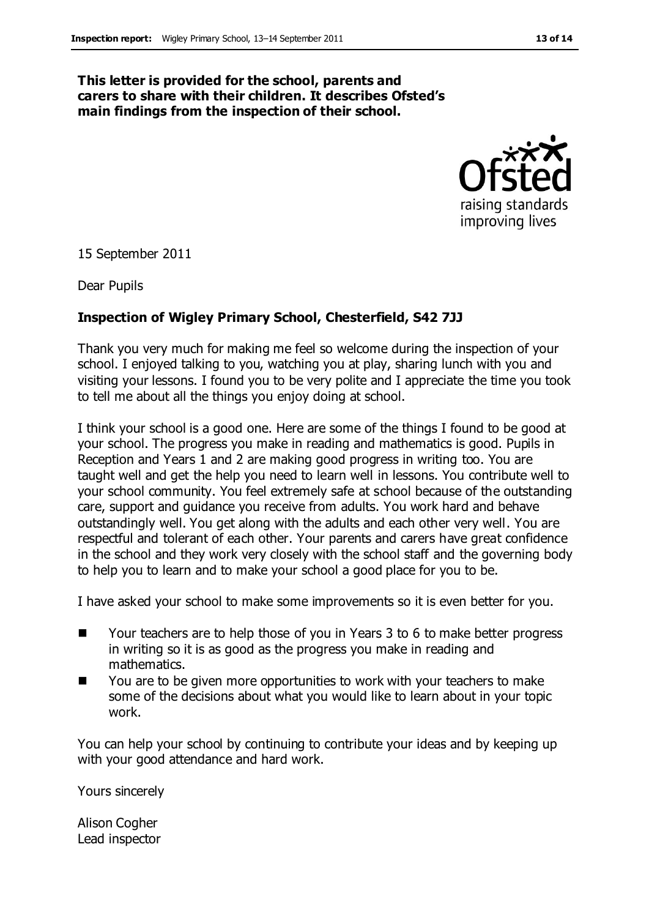**This letter is provided for the school, parents and carers to share with their children. It describes Ofsted's main findings from the inspection of their school.**

15 September 2011

Dear Pupils

**Inspection of Wigley Primary School, Chesterfield, S42 7JJ**

Thank you very much for making me feel so welcome during the inspection of your school. I enjoyed talking to you, watching you at play, sharing lunch with you and visiting your lessons. I found you to be very polite and I appreciate the time you took to tell me about all the things you enjoy doing at school.

I think your school is a good one. Here are some of the things I found to be good at your school. The progress you make in reading and mathematics is good. Pupils in Reception and Years 1 and 2 are making good progress in writing too. You are taught well and get the help you need to learn well in lessons. You contribute well to your school community. You feel extremely safe at school because of the outstanding care, support and guidance you receive from adults. You work hard and behave outstandingly well. You get along with the adults and each other very well. You are respectful and tolerant of each other. Your parents and carers have great confidence in the school and they work very closely with the school staff and the governing body to help you to learn and to make your school a good place for you to be.

I have asked your school to make some improvements so it is even better for you.

- Your teachers are to help those of you in Years 3 to 6 to make better progress in writing so it is as good as the progress you make in reading and mathematics.
- You are to be given more opportunities to work with your teachers to make some of the decisions about what you would like to learn about in your topic work.

You can help your school by continuing to contribute your ideas and by keeping up with your good attendance and hard work.

Yours sincerely

Alison Cogher
Lead inspector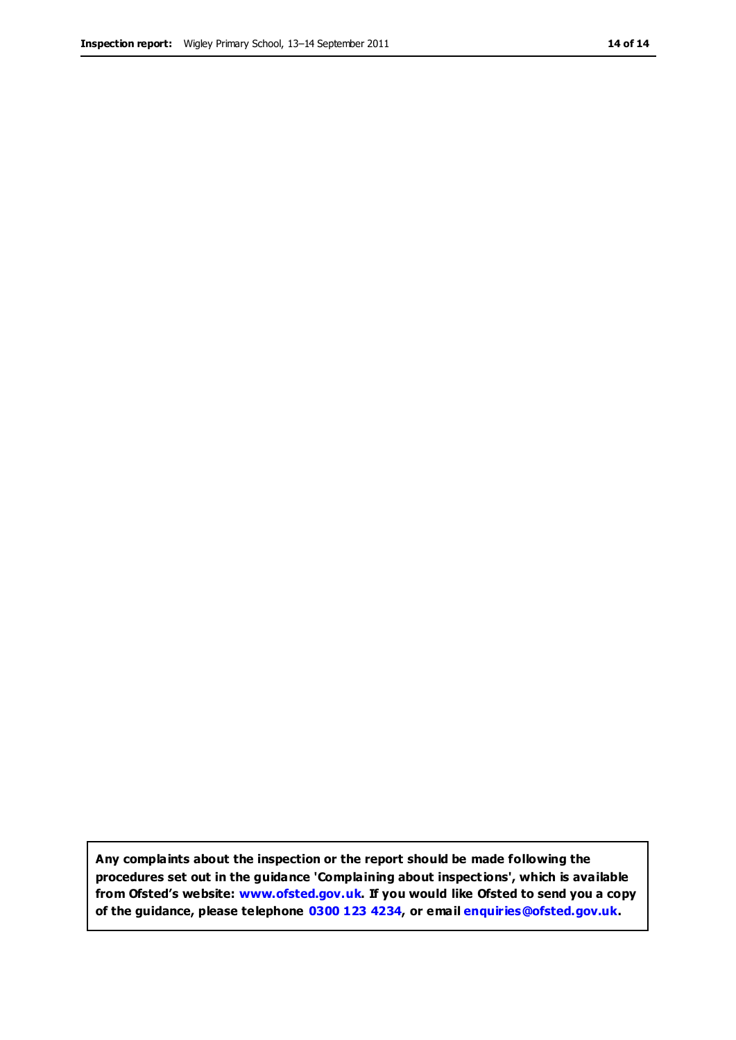**Any complaints about the inspection or the report should be made following the procedures set out in the guidance 'Complaining about inspections', which is available from Ofsted's website: www.ofsted.gov.uk. If you would like Ofsted to send you a copy of the guidance, please telephone 0300 123 4234, or email enquiries@ofsted.gov.uk.**